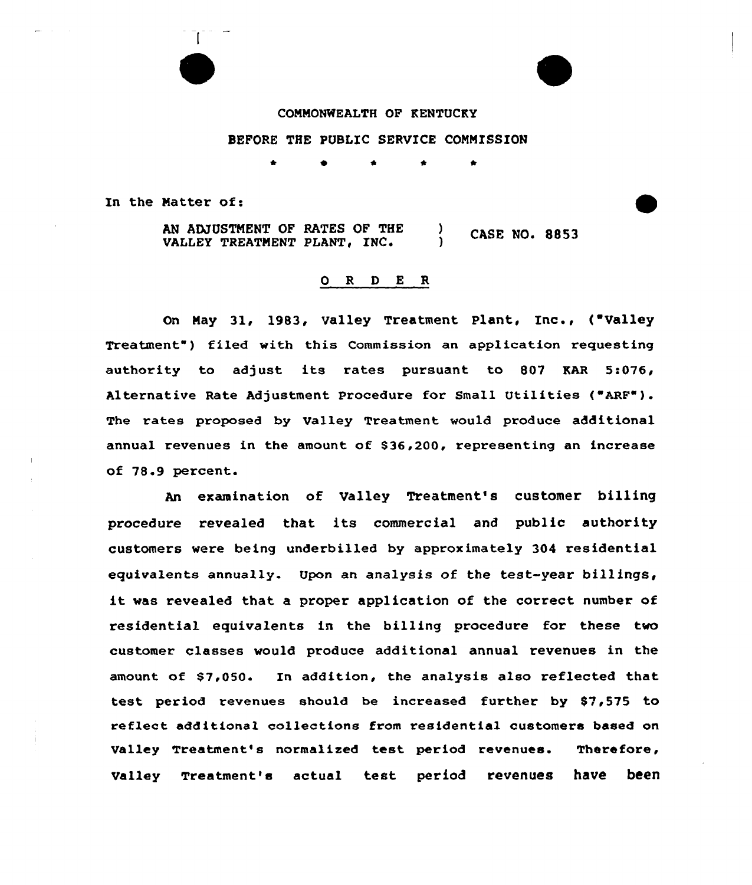COMMONWEALTH OF KENTUCKY

BEFORE THE PUBLIC SERVICE COMMISSION

\* \* \* \* \*

In the Matter of:

AN ADJUSTMENT OF RATES OF THE VALLEY TREATMENT PLANT, INC. ) CASE NO. 8853

## O R D E R

On May 31, 1983, Valley Treatment Plant, Inc., ("Valley Treatment") filed with this Commission an application requesting authority to adjust its rates pursuant to 807 KAR 5:076, Alternative Rate Adjustment Procedure for Small Utilities ("ARF"). The rates proposed by Valley Treatment would produce additional annual revenues in the amount of $36,200, representing an increase of 78.9 percent.

An examination of Valley Treatment's customer billing procedure revealed that its commercial and public authority customers were being underbilled by approximately 304 residential equivalents annually. Upon an analysis of the test-year billings, it was revealed that a proper application of the correct number of residential equivalents in the billing procedure for these two customer classes would produce additional annual revenues in the amount of $7,050. In addition, the analysis also reflected that test period revenues should be increased further by $7,575 to reflect additional collections from residential customers based on Valley Treatment's normalized test period revenues. Therefore, Valley Treatment's actual test period revenues have been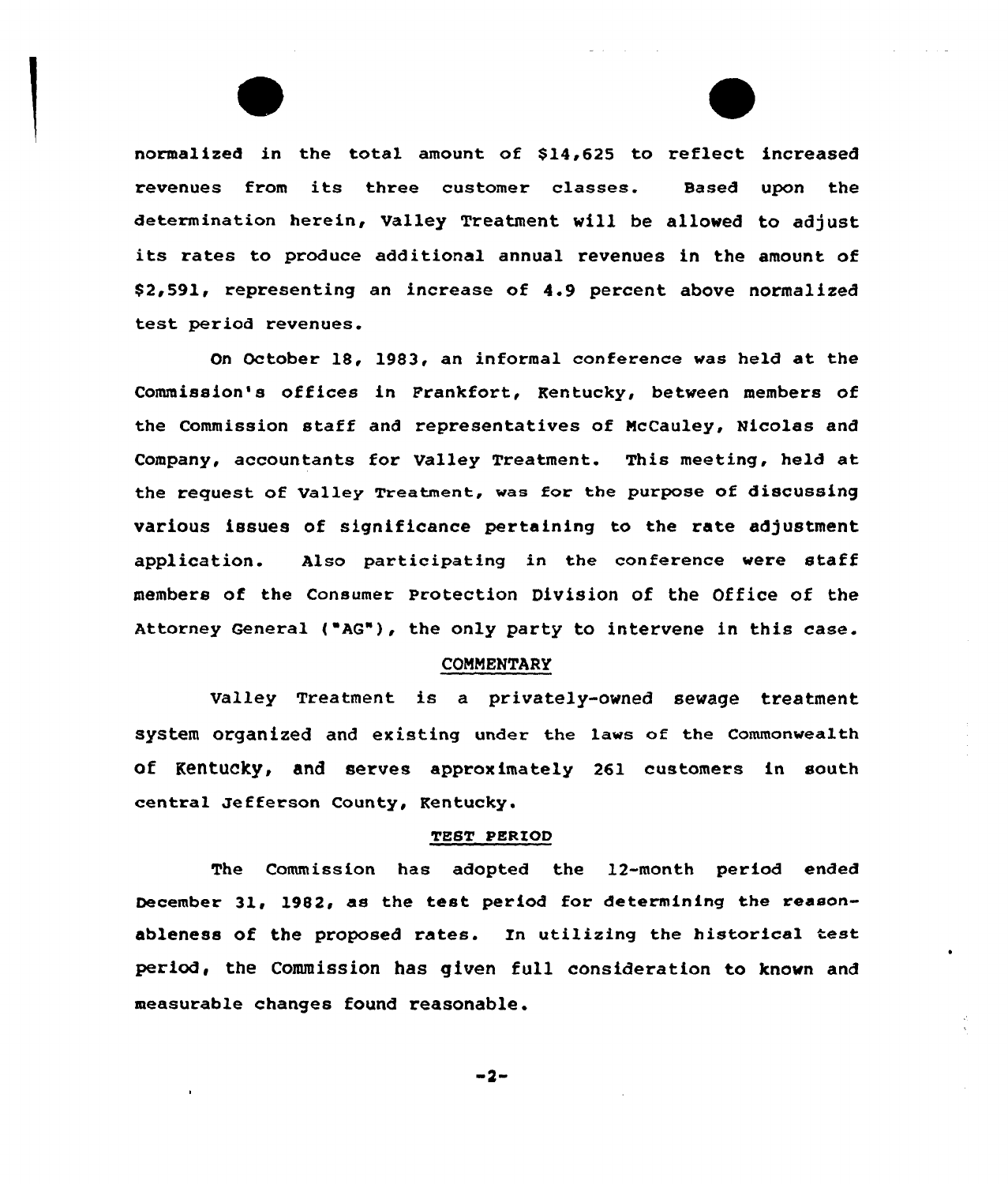normalized in the total amount of $14,625 to reflect increased revenues from its three customer classes. Based upon the determination herein, Valley Treatment will be allowed to adjust its rates to produce additional annual revenues in the amount of $2,591, representing an increase of 4.9 percent above normalized test period revenues.

On October 18, 1983, an informal conference was held at the Commission's offices in Frankfort, Kentucky, between members of the Commission staff and representatives of McCauley, Nicolas and Company, accountants for Valley Treatment. This meeting, held at the request of Valley Treatment, was for the purpose of discussing various issues of significance pertaining to the rate adjustment application. Also participating in the conference were staff members of the Consumer Protection Division of the Office of the Attorney General ("AG"), the only party to intervene in this case.

## COMMENTARY

Valley Treatment is a privately-owned sewage treatment system organized and existing under the laws of the Commonwealth of Kentucky, and serves approximately 261 customers in south central Jefferson County, Kentucky.

## TEST PERIOD

The Commission has adopted the 12-month period ended December 31, 1982, as the test period for determining the reasonableness of the proposed rates. In utilizing the historical test period, the Commission has given full consideration to known and measurable changes found reasonable.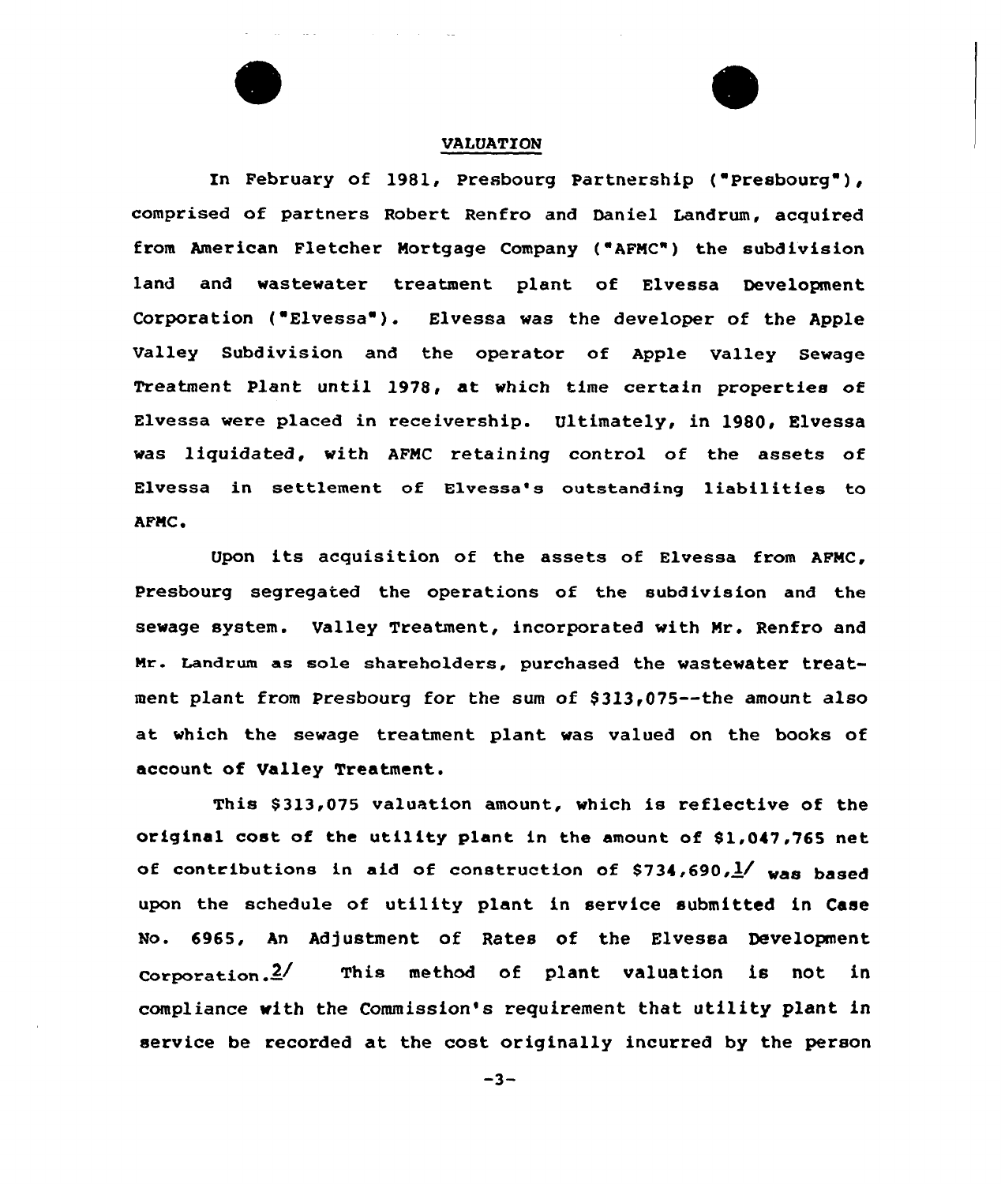## VALUATION

In February of 1981, Presbourg Partnership ("Presbourg"), comprised of partners Robert Renfro and Daniel Landrum, acquired from American Fletcher Mortgage Company ("AFMC") the subdivision land and wastewater treatment plant of Elvessa Development Corporation ("Elvessa"). Elvessa was the developer of the Apple Valley Subdivision and the operator of Apple Valley Sewage Treatment Plant until 1978, at which time certain properties of Elvessa were placed in receivership. Ultimately, in 1980, Elvessa was liquidated, with AFMC retaining control of the assets of Elvessa in settlement of Elvessa's outstanding liabilities to AFMC.

Upon its acquisition of the assets of Elvessa from AFMC, Presbourg segregated the operations of the subdivision and the sewage system. Valley Treatment, incorporated with Mr. Renfro and Mr. Landrum as sole shareholders, purchased the wastewater treatment plant from Presbourg for the sum of $313,075--the amount also at which the sewage treatment plant was valued on the books of account of Valley Treatment.

This $313,075 valuation amount, which is reflective of the original cost of the utility plant in the amount of $1,047,765 net of contributions in aid of construction of $734,690,[1] was based upon the schedule of utility plant in service submitted in Case No. 6965, An Adjustment of Rates of the Elvessa Development Corporation.[2] This method of plant valuation is not in compliance with the Commission's requirement that utility plant in service be recorded at the cost originally incurred by the person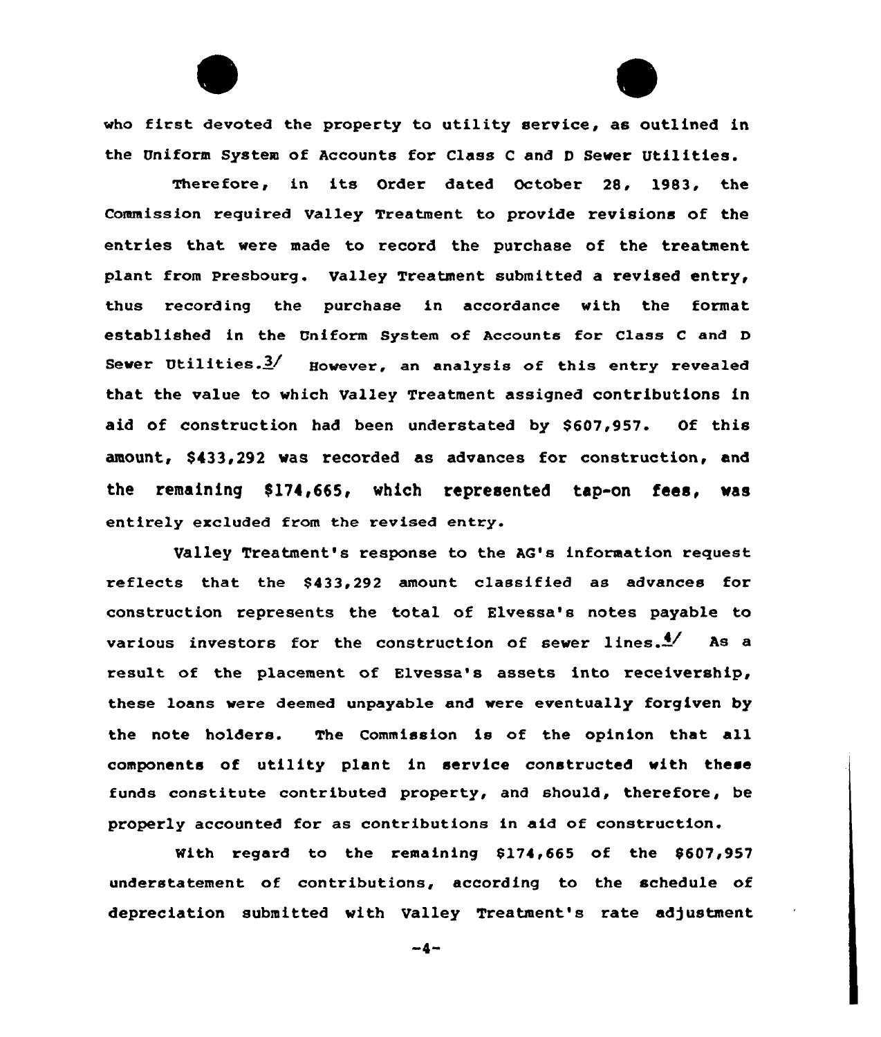who first devoted the property to utility service, as outlined in the Uniform System of Accounts for Class C and D Sewer Utilities.

Therefore, in its Order dated October 28, 1983, the Commission required Valley Treatment to provide revisions of the entries that were made to record the purchase of the treatment plant from Presbourg. Valley Treatment submitted a revised entry, thus recording the purchase in accordance with the format established in the Uniform System of Accounts for Class C and D Sewer Utilities.[3] However, an analysis of this entry revealed that the value to which Valley Treatment assigned contributions in aid of construction had been understated by $607,957. Of this amount, $433,292 was recorded as advances for construction, and the remaining $174,665, which represented tap-on fees, was entirely excluded from the revised entry.

Valley Treatment's response to the AG's information request reflects that the $433,292 amount classified as advances for construction represents the total of Elvessa's notes payable to various investors for the construction of sewer lines.[4] As a result of the placement of Elvessa's assets into receivership, these loans were deemed unpayable and were eventually forgiven by the note holders. The Commission is of the opinion that all components of utility plant in service constructed with these funds constitute contributed property, and should, therefore, be properly accounted for as contributions in aid of construction.

With regard to the remaining $174,665 of the $607,957 understatement of contributions, according to the schedule of depreciation submitted with Valley Treatment's rate adjustment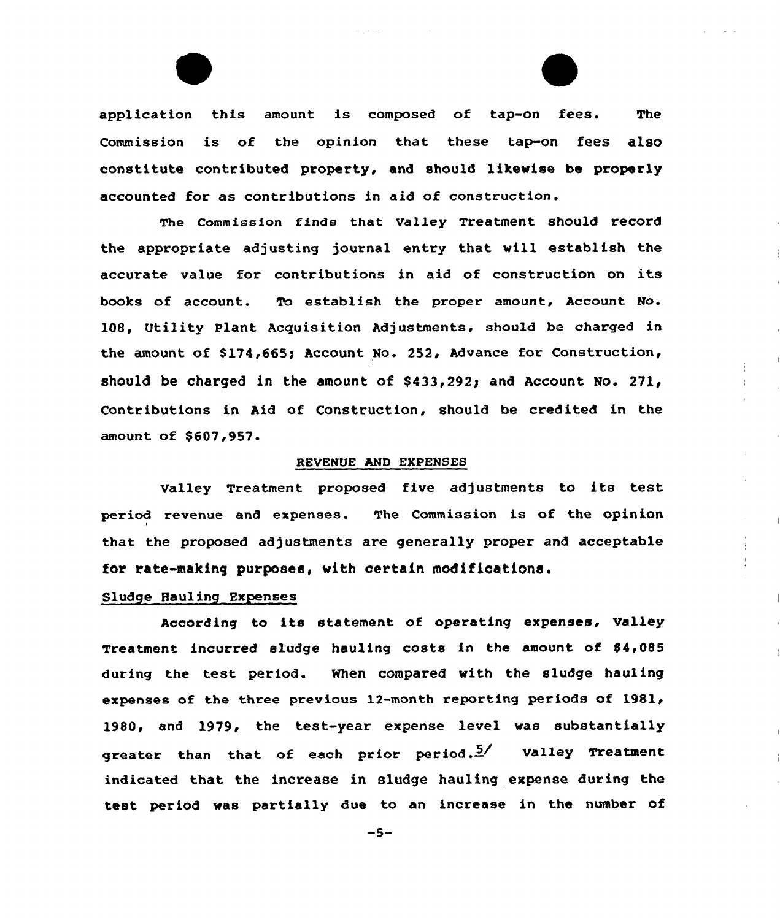application this amount is composed of tap-on fees. The Commission is of the opinion that these tap-on fees also constitute contributed property, and should likewise be properly accounted for as contributions in aid of construction.

The Commission finds that Valley Treatment should record the appropriate adjusting journal entry that will establish the accurate value for contributions in aid of construction on its books of account. To establish the proper amount, Account No. 108, Utility Plant Acquisition Adjustments, should be charged in the amount of $174,665; Account No. 252, Advance for Construction, should be charged in the amount of $433,292; and Account No. 271, Contributions in Aid of Construction, should be credited in the amount of $607,957.

## REVENUE AND EXPENSES

Valley Treatment proposed five adjustments to its test period revenue and expenses. The Commission is of the opinion that the proposed adjustments are generally proper and acceptable for rate-making purposes, with certain modifications.

### Sludge Hauling Expenses

According to its statement of operating expenses, Valley Treatment incurred sludge hauling costs in the amount of $4,085 during the test period. When compared with the sludge hauling expenses of the three previous 12-month reporting periods of 1981, 1980, and 1979, the test-year expense level was substantially greater than that of each prior period.[5] Valley Treatment indicated that the increase in sludge hauling expense during the test period was partially due to an increase in the number of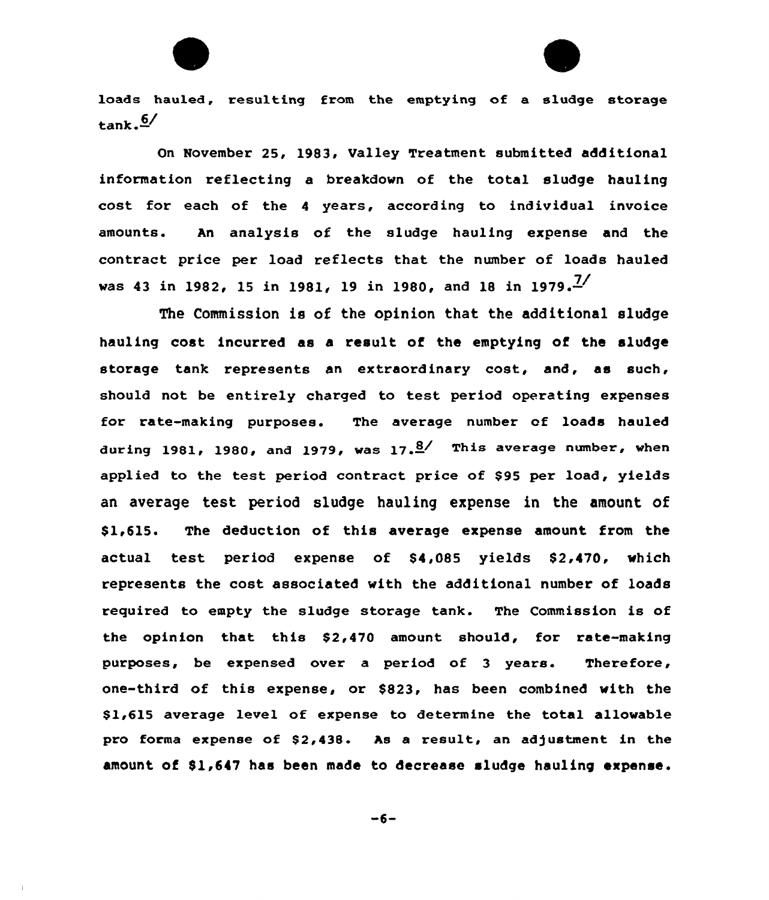loads hauled, resulting from the emptying of a sludge storage tank.[6/]

On November 25, 1983, Valley Treatment submitted additional information reflecting a breakdown of the total sludge hauling cost for each of the 4 years, according to individual invoice amounts. An analysis of the sludge hauling expense and the contract price per load reflects that the number of loads hauled was 43 in 1982, 15 in 1981, 19 in 1980, and 18 in 1979.[7/]

The Commission is of the opinion that the additional sludge hauling cost incurred as a result of the emptying of the sludge storage tank represents an extraordinary cost, and, as such, should not be entirely charged to test period operating expenses for rate-making purposes. The average number of loads hauled during 1981, 1980, and 1979, was 17.[8/] This average number, when applied to the test period contract price of $95 per load, yields an average test period sludge hauling expense in the amount of $1,615. The deduction of this average expense amount from the actual test period expense of $4,085 yields $2,470, which represents the cost associated with the additional number of loads required to empty the sludge storage tank. The Commission is of the opinion that this $2,470 amount should, for rate-making purposes, be expensed over a period of 3 years. Therefore, one-third of this expense, or $823, has been combined with the $1,615 average level of expense to determine the total allowable pro forma expense of $2,438. As a result, an adjustment in the amount of $1,647 has been made to decrease sludge hauling expense.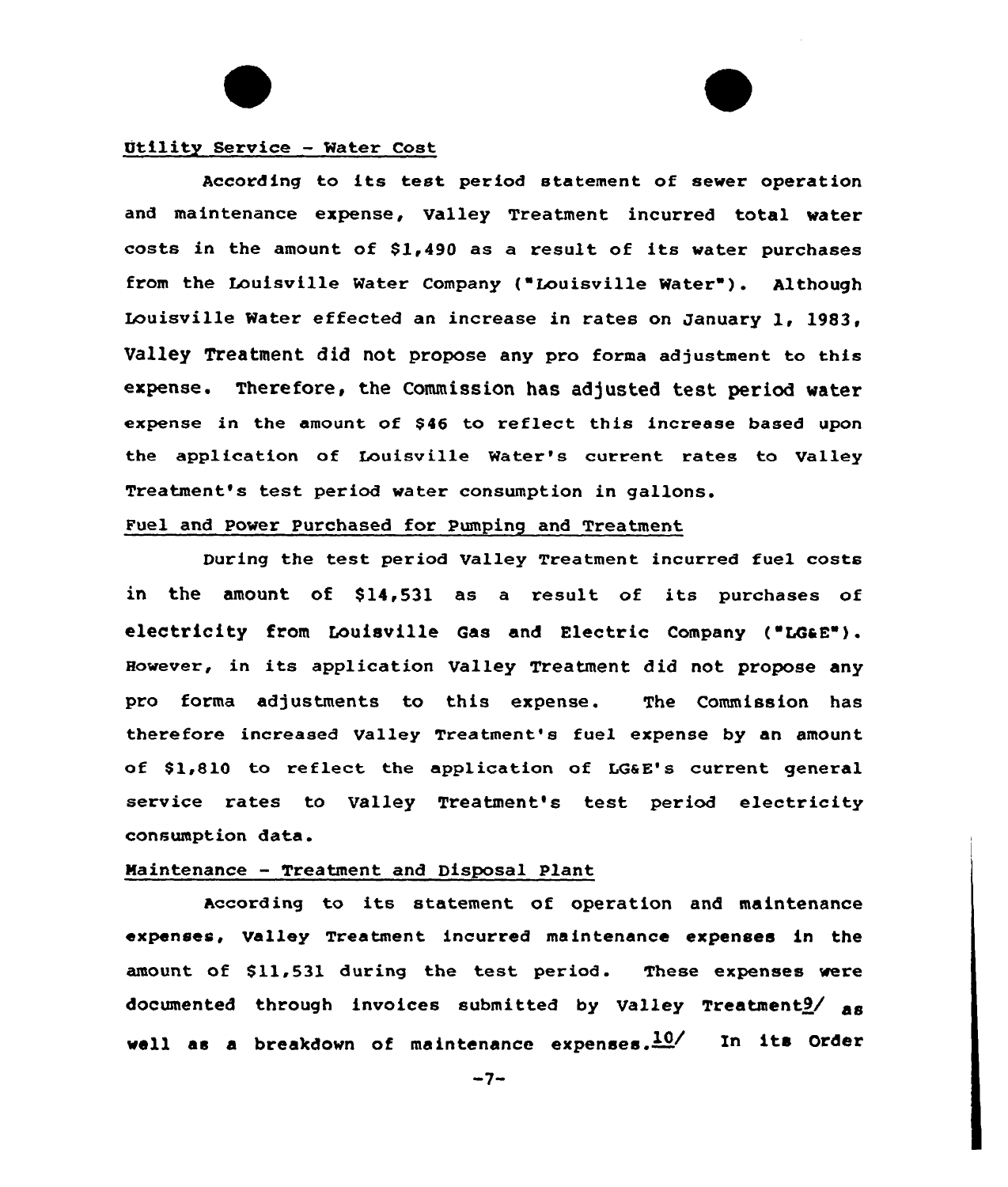Utility Service - Water Cost

According to its test period statement of sewer operation and maintenance expense, Valley Treatment incurred total water costs in the amount of $1,490 as a result of its water purchases from the Louisville Water Company ("Louisville Water"). Although Louisville Water effected an increase in rates on January 1, 1983, Valley Treatment did not propose any pro forma adjustment to this expense. Therefore, the Commission has adjusted test period water expense in the amount of $46 to reflect this increase based upon the application of Louisville Water's current rates to Valley Treatment's test period water consumption in gallons.

Fuel and Power Purchased for Pumping and Treatment

During the test period Valley Treatment incurred fuel costs in the amount of $14,531 as a result of its purchases of electricity from Louisville Gas and Electric Company ("LG&E"). However, in its application Valley Treatment did not propose any pro forma adjustments to this expense. The Commission has therefore increased Valley Treatment's fuel expense by an amount of $1,810 to reflect the application of LG&E's current general service rates to Valley Treatment's test period electricity consumption data.

Maintenance - Treatment and Disposal Plant

According to its statement of operation and maintenance expenses, Valley Treatment incurred maintenance expenses in the amount of $11,531 during the test period. These expenses were documented through invoices submitted by Valley Treatment[9] as well as a breakdown of maintenance expenses.[10] In its Order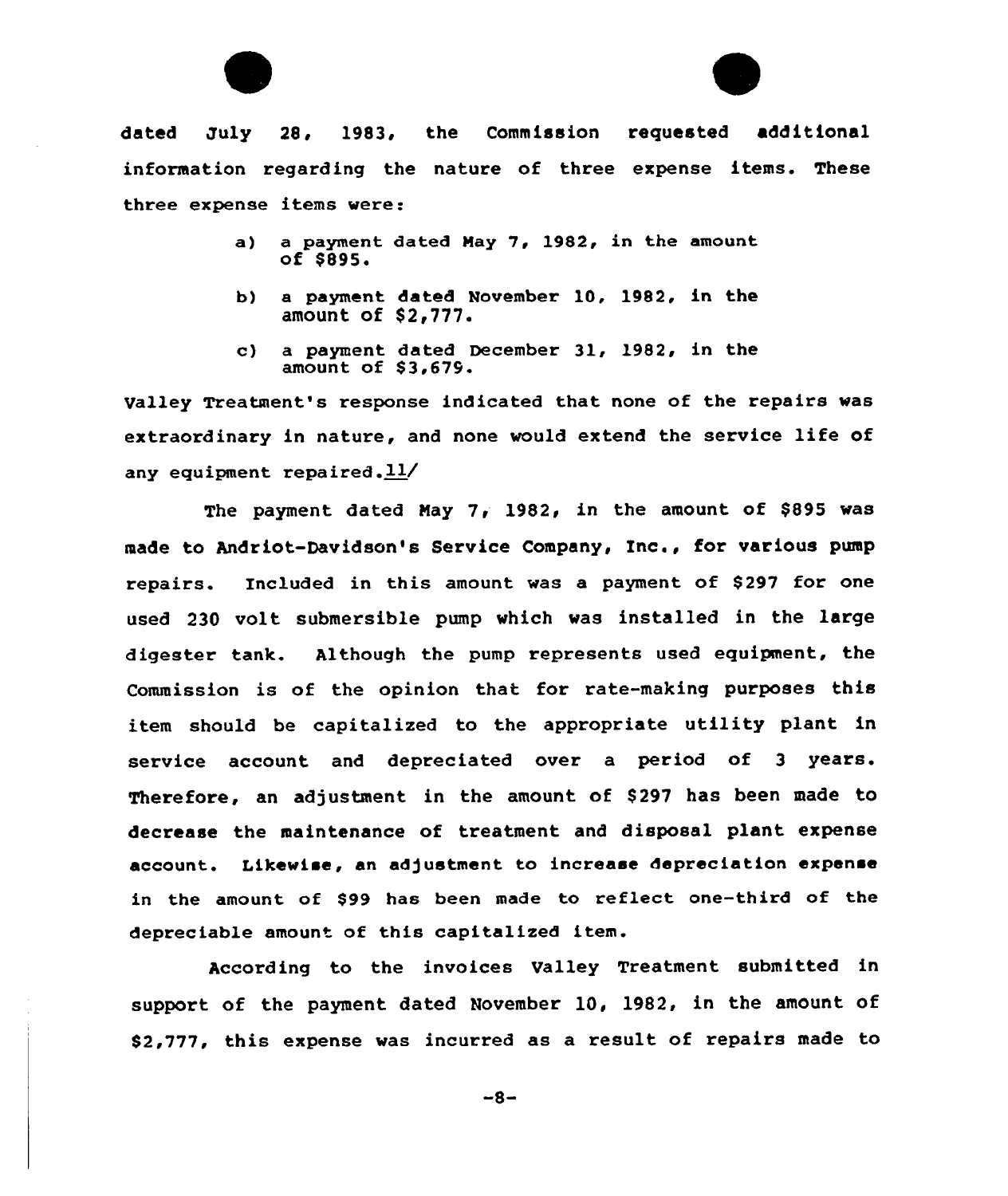dated July 28, 1983, the Commission requested additional information regarding the nature of three expense items. These three expense items were:

a) a payment dated May 7, 1982, in the amount of $895.

b) a payment dated November 10, 1982, in the amount of $2,777.

c) a payment dated December 31, 1982, in the amount of $3,679.

Valley Treatment's response indicated that none of the repairs was extraordinary in nature, and none would extend the service life of any equipment repaired.[11]

The payment dated May 7, 1982, in the amount of $895 was made to Andriot-Davidson's Service Company, Inc., for various pump repairs. Included in this amount was a payment of $297 for one used 230 volt submersible pump which was installed in the large digester tank. Although the pump represents used equipment, the Commission is of the opinion that for rate-making purposes this item should be capitalized to the appropriate utility plant in service account and depreciated over a period of 3 years. Therefore, an adjustment in the amount of $297 has been made to decrease the maintenance of treatment and disposal plant expense account. Likewise, an adjustment to increase depreciation expense in the amount of $99 has been made to reflect one-third of the depreciable amount of this capitalized item.

According to the invoices Valley Treatment submitted in support of the payment dated November 10, 1982, in the amount of $2,777, this expense was incurred as a result of repairs made to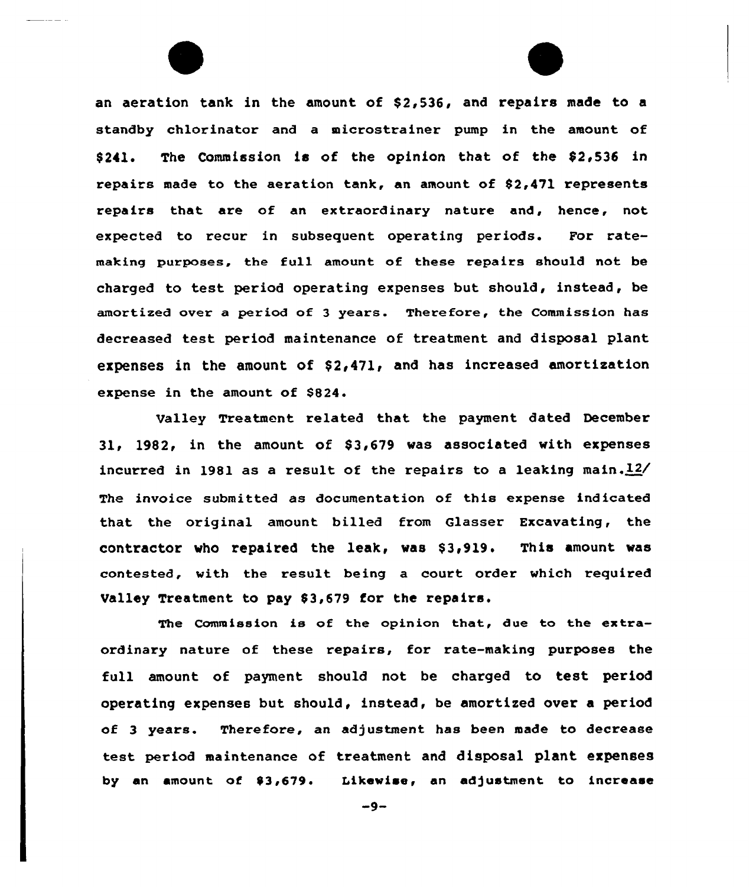an aeration tank in the amount of $2,536, and repairs made to a standby chlorinator and a microstrainer pump in the amount of $241. The Commission is of the opinion that of the $2,536 in repairs made to the aeration tank, an amount of $2,471 represents repairs that are of an extraordinary nature and, hence, not expected to recur in subsequent operating periods. For rate-making purposes, the full amount of these repairs should not be charged to test period operating expenses but should, instead, be amortized over a period of 3 years. Therefore, the Commission has decreased test period maintenance of treatment and disposal plant expenses in the amount of $2,471, and has increased amortization expense in the amount of $824.

Valley Treatment related that the payment dated December 31, 1982, in the amount of $3,679 was associated with expenses incurred in 1981 as a result of the repairs to a leaking main.[12] The invoice submitted as documentation of this expense indicated that the original amount billed from Glasser Excavating, the contractor who repaired the leak, was $3,919. This amount was contested, with the result being a court order which required Valley Treatment to pay $3,679 for the repairs.

The Commission is of the opinion that, due to the extraordinary nature of these repairs, for rate-making purposes the full amount of payment should not be charged to test period operating expenses but should, instead, be amortized over a period of 3 years. Therefore, an adjustment has been made to decrease test period maintenance of treatment and disposal plant expenses by an amount of $3,679. Likewise, an adjustment to increase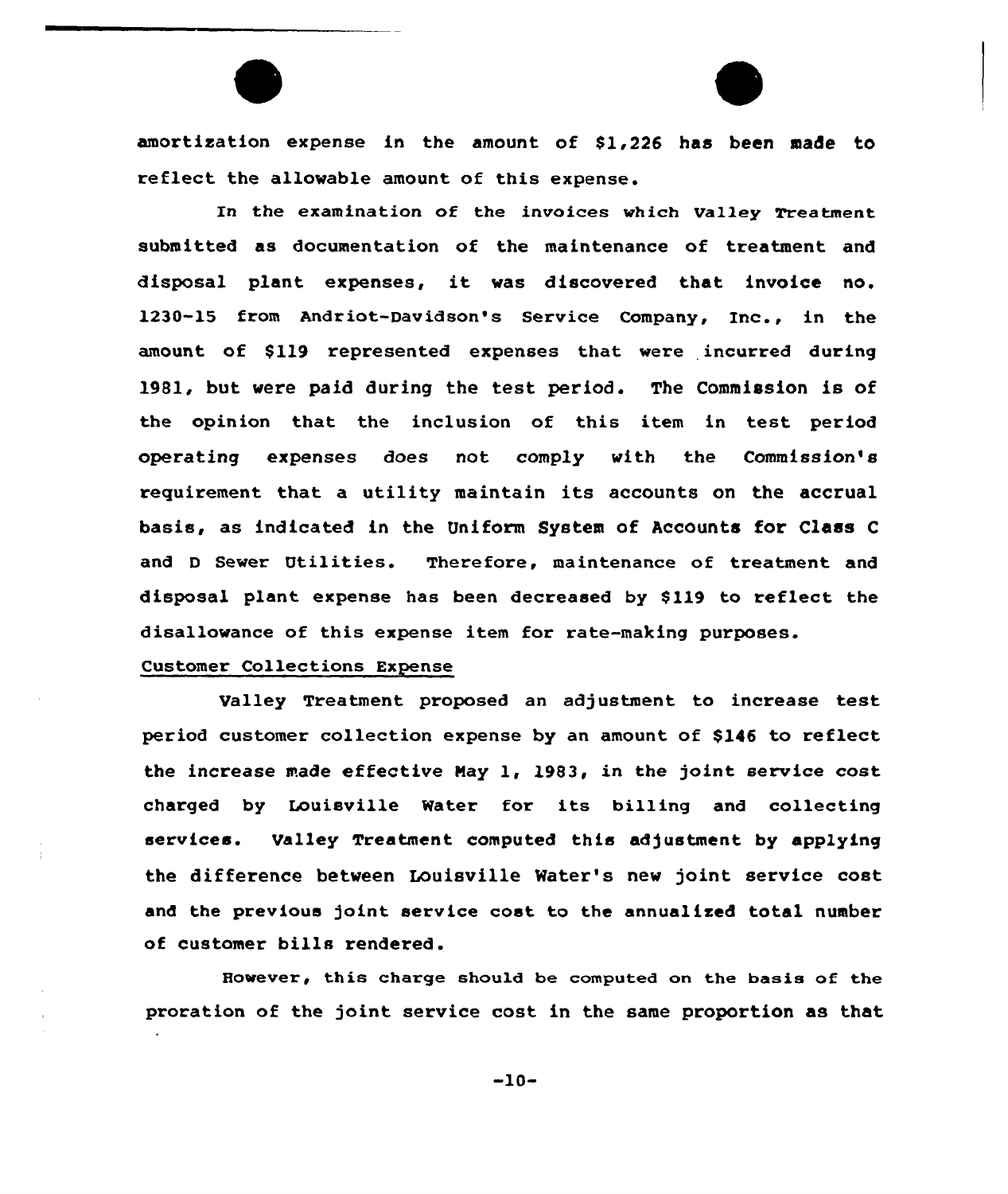amortization expense in the amount of $1,226 has been made to reflect the allowable amount of this expense.

In the examination of the invoices which Valley Treatment submitted as documentation of the maintenance of treatment and disposal plant expenses, it was discovered that invoice no. 1230-15 from Andriot-Davidson's Service Company, Inc., in the amount of $119 represented expenses that were incurred during 1981, but were paid during the test period. The Commission is of the opinion that the inclusion of this item in test period operating expenses does not comply with the Commission's requirement that a utility maintain its accounts on the accrual basis, as indicated in the Uniform System of Accounts for Class C and D Sewer Utilities. Therefore, maintenance of treatment and disposal plant expense has been decreased by $119 to reflect the disallowance of this expense item for rate-making purposes.

Customer Collections Expense

Valley Treatment proposed an adjustment to increase test period customer collection expense by an amount of $146 to reflect the increase made effective May 1, 1983, in the joint service cost charged by Louisville Water for its billing and collecting services. Valley Treatment computed this adjustment by applying the difference between Louisville Water's new joint service cost and the previous joint service cost to the annualized total number of customer bills rendered.

However, this charge should be computed on the basis of the proration of the joint service cost in the same proportion as that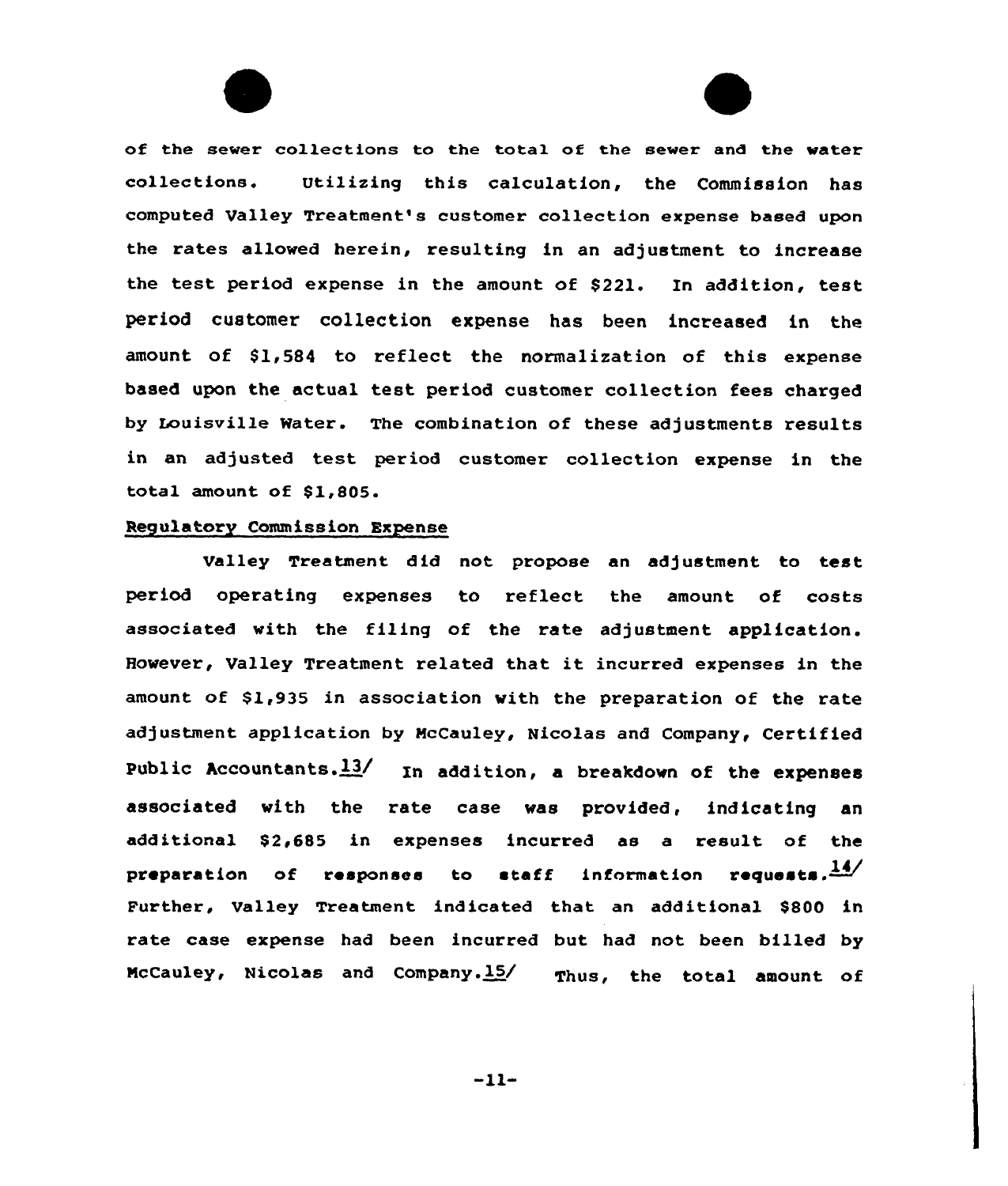of the sewer collections to the total of the sewer and the water collections. Utilizing this calculation, the Commission has computed Valley Treatment's customer collection expense based upon the rates allowed herein, resulting in an adjustment to increase the test period expense in the amount of $221. In addition, test period customer collection expense has been increased in the amount of $1,584 to reflect the normalization of this expense based upon the actual test period customer collection fees charged by Louisville Water. The combination of these adjustments results in an adjusted test period customer collection expense in the total amount of $1,805.

Regulatory Commission Expense

Valley Treatment did not propose an adjustment to test period operating expenses to reflect the amount of costs associated with the filing of the rate adjustment application. However, Valley Treatment related that it incurred expenses in the amount of $1,935 in association with the preparation of the rate adjustment application by McCauley, Nicolas and Company, Certified Public Accountants.[13] In addition, a breakdown of the expenses associated with the rate case was provided, indicating an additional $2,685 in expenses incurred as a result of the preparation of responses to staff information requests.[14] Further, Valley Treatment indicated that an additional $800 in rate case expense had been incurred but had not been billed by McCauley, Nicolas and Company.[15] Thus, the total amount of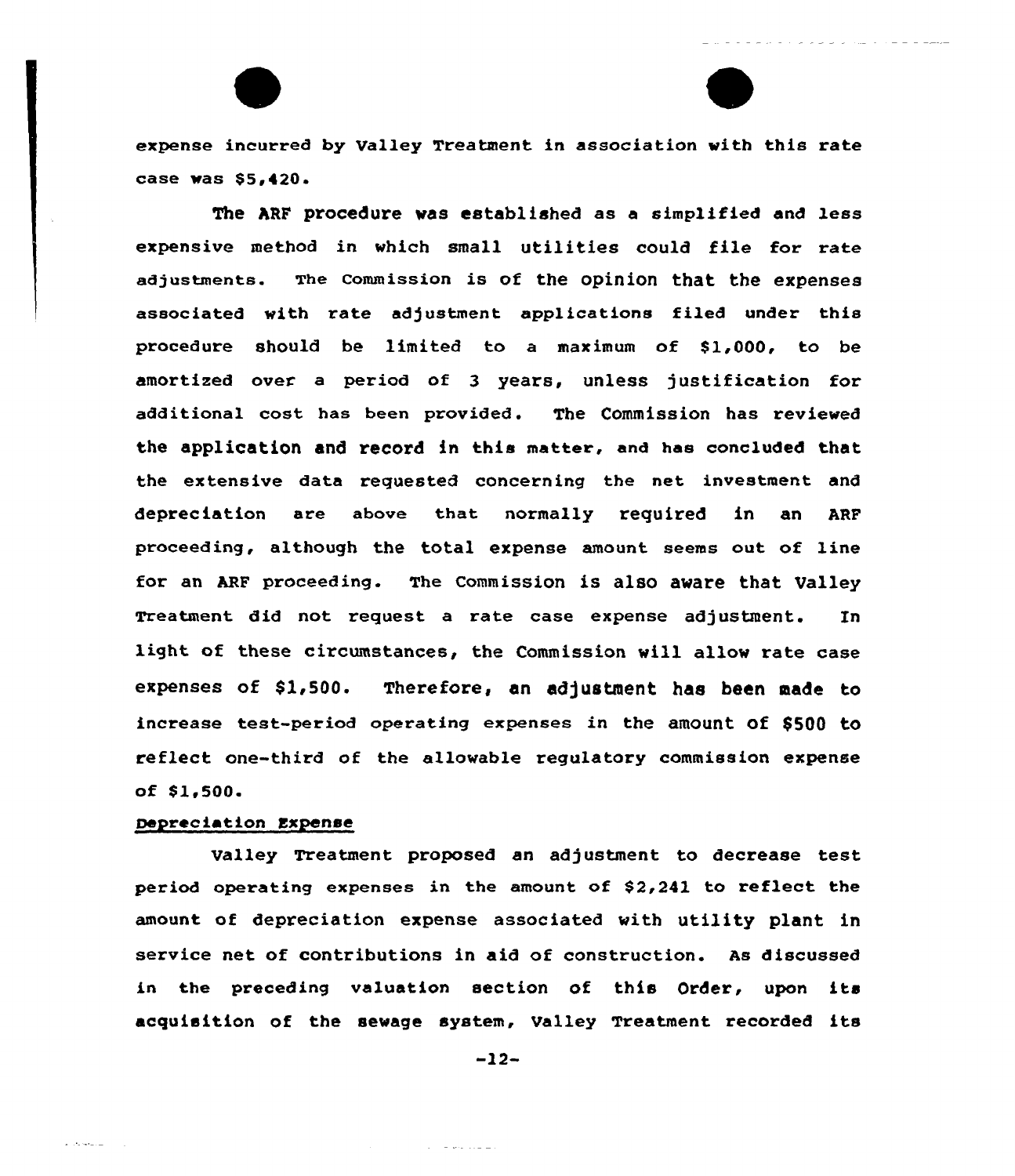expense incurred by Valley Treatment in association with this rate case was $5,420.

The ARF procedure was established as a simplified and less expensive method in which small utilities could file for rate adjustments. The Commission is of the opinion that the expenses associated with rate adjustment applications filed under this procedure should be limited to a maximum of $1,000, to be amortized over a period of 3 years, unless justification for additional cost has been provided. The Commission has reviewed the application and record in this matter, and has concluded that the extensive data requested concerning the net investment and depreciation are above that normally required in an ARF proceeding, although the total expense amount seems out of line for an ARF proceeding. The Commission is also aware that Valley Treatment did not request a rate case expense adjustment. In light of these circumstances, the Commission will allow rate case expenses of $1,500. Therefore, an adjustment has been made to increase test-period operating expenses in the amount of $500 to reflect one-third of the allowable regulatory commission expense of $1,500.

Depreciation Expense

Valley Treatment proposed an adjustment to decrease test period operating expenses in the amount of $2,241 to reflect the amount of depreciation expense associated with utility plant in service net of contributions in aid of construction. As discussed in the preceding valuation section of this Order, upon its acquisition of the sewage system, Valley Treatment recorded its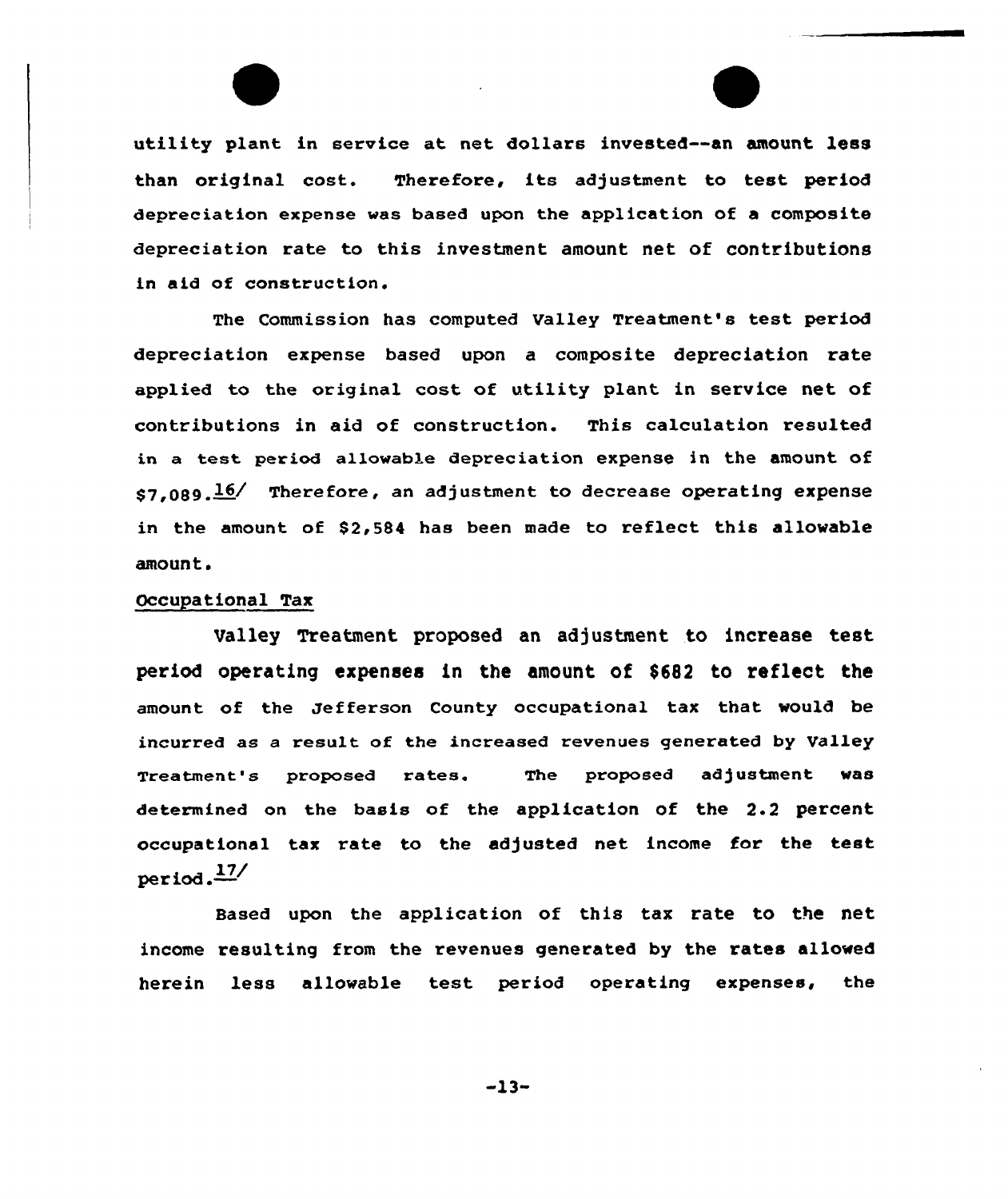utility plant in service at net dollars invested--an amount less than original cost. Therefore, its adjustment to test period depreciation expense was based upon the application of a composite depreciation rate to this investment amount net of contributions in aid of construction.

The Commission has computed Valley Treatment's test period depreciation expense based upon a composite depreciation rate applied to the original cost of utility plant in service net of contributions in aid of construction. This calculation resulted in a test period allowable depreciation expense in the amount of $7,089.[16] Therefore, an adjustment to decrease operating expense in the amount of $2,584 has been made to reflect this allowable amount.

Occupational Tax

Valley Treatment proposed an adjustment to increase test period operating expenses in the amount of $682 to reflect the amount of the Jefferson County occupational tax that would be incurred as a result of the increased revenues generated by Valley Treatment's proposed rates. The proposed adjustment was determined on the basis of the application of the 2.2 percent occupational tax rate to the adjusted net income for the test period.[17]

Based upon the application of this tax rate to the net income resulting from the revenues generated by the rates allowed herein less allowable test period operating expenses, the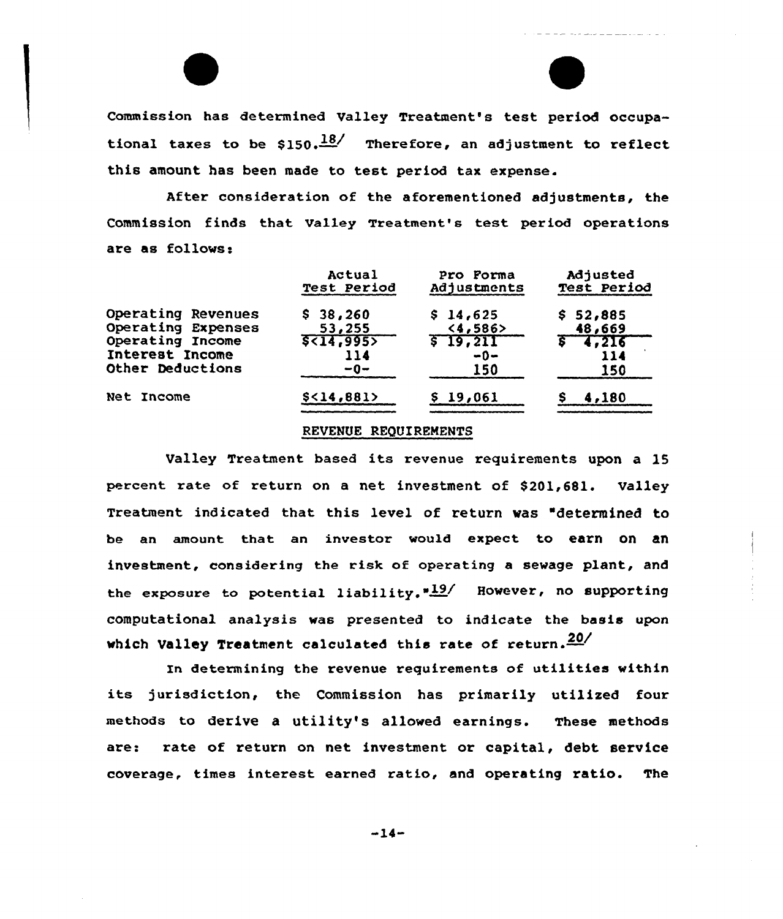Commission has determined Valley Treatment's test period occupational taxes to be $150.[18] Therefore, an adjustment to reflect this amount has been made to test period tax expense.

After consideration of the aforementioned adjustments, the Commission finds that Valley Treatment's test period operations are as follows:

| | Actual Test Period | Pro Forma Adjustments | Adjusted Test Period |
|---|---|---|---|
| Operating Revenues | $ 38,260 | $ 14,625 | $ 52,885 |
| Operating Expenses | 53,255 | <4,586> | 48,669 |
| Operating Income | $<14,995> | $ 19,211 | $ 4,216 |
| Interest Income | 114 | -0- | 114 |
| Other Deductions | -0- | 150 | 150 |
| Net Income | $<14,881> | $ 19,061 | $ 4,180 |

## REVENUE REQUIREMENTS

Valley Treatment based its revenue requirements upon a 15 percent rate of return on a net investment of $201,681. Valley Treatment indicated that this level of return was "determined to be an amount that an investor would expect to earn on an investment, considering the risk of operating a sewage plant, and the exposure to potential liability."[19] However, no supporting computational analysis was presented to indicate the basis upon which Valley Treatment calculated this rate of return.[20]

In determining the revenue requirements of utilities within its jurisdiction, the Commission has primarily utilized four methods to derive a utility's allowed earnings. These methods are: rate of return on net investment or capital, debt service coverage, times interest earned ratio, and operating ratio. The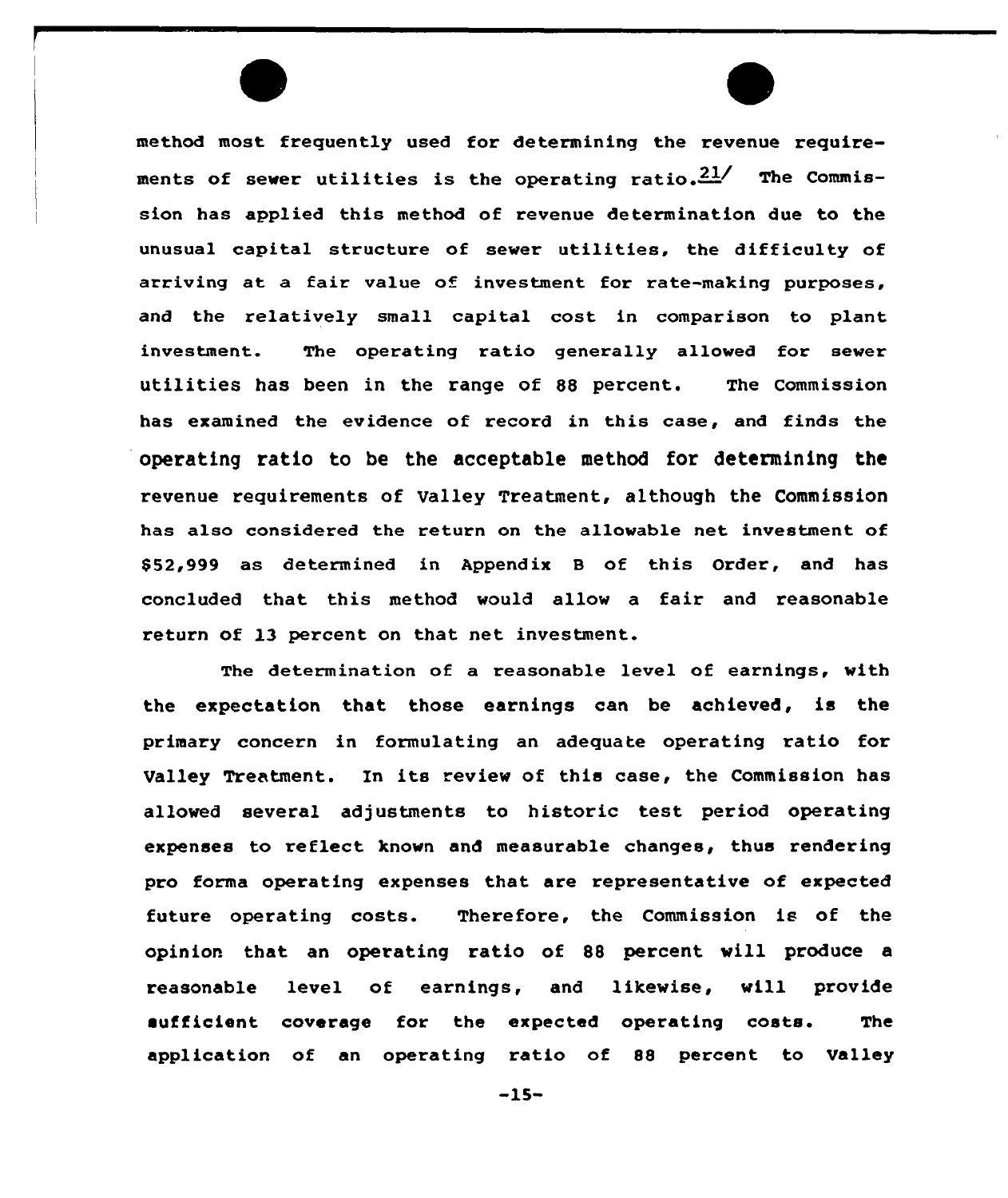method most frequently used for determining the revenue requirements of sewer utilities is the operating ratio.[21] The Commission has applied this method of revenue determination due to the unusual capital structure of sewer utilities, the difficulty of arriving at a fair value of investment for rate-making purposes, and the relatively small capital cost in comparison to plant investment. The operating ratio generally allowed for sewer utilities has been in the range of 88 percent. The Commission has examined the evidence of record in this case, and finds the operating ratio to be the acceptable method for determining the revenue requirements of Valley Treatment, although the Commission has also considered the return on the allowable net investment of $52,999 as determined in Appendix B of this Order, and has concluded that this method would allow a fair and reasonable return of 13 percent on that net investment.

The determination of a reasonable level of earnings, with the expectation that those earnings can be achieved, is the primary concern in formulating an adequate operating ratio for Valley Treatment. In its review of this case, the Commission has allowed several adjustments to historic test period operating expenses to reflect known and measurable changes, thus rendering pro forma operating expenses that are representative of expected future operating costs. Therefore, the Commission is of the opinion that an operating ratio of 88 percent will produce a reasonable level of earnings, and likewise, will provide sufficient coverage for the expected operating costs. The application of an operating ratio of 88 percent to Valley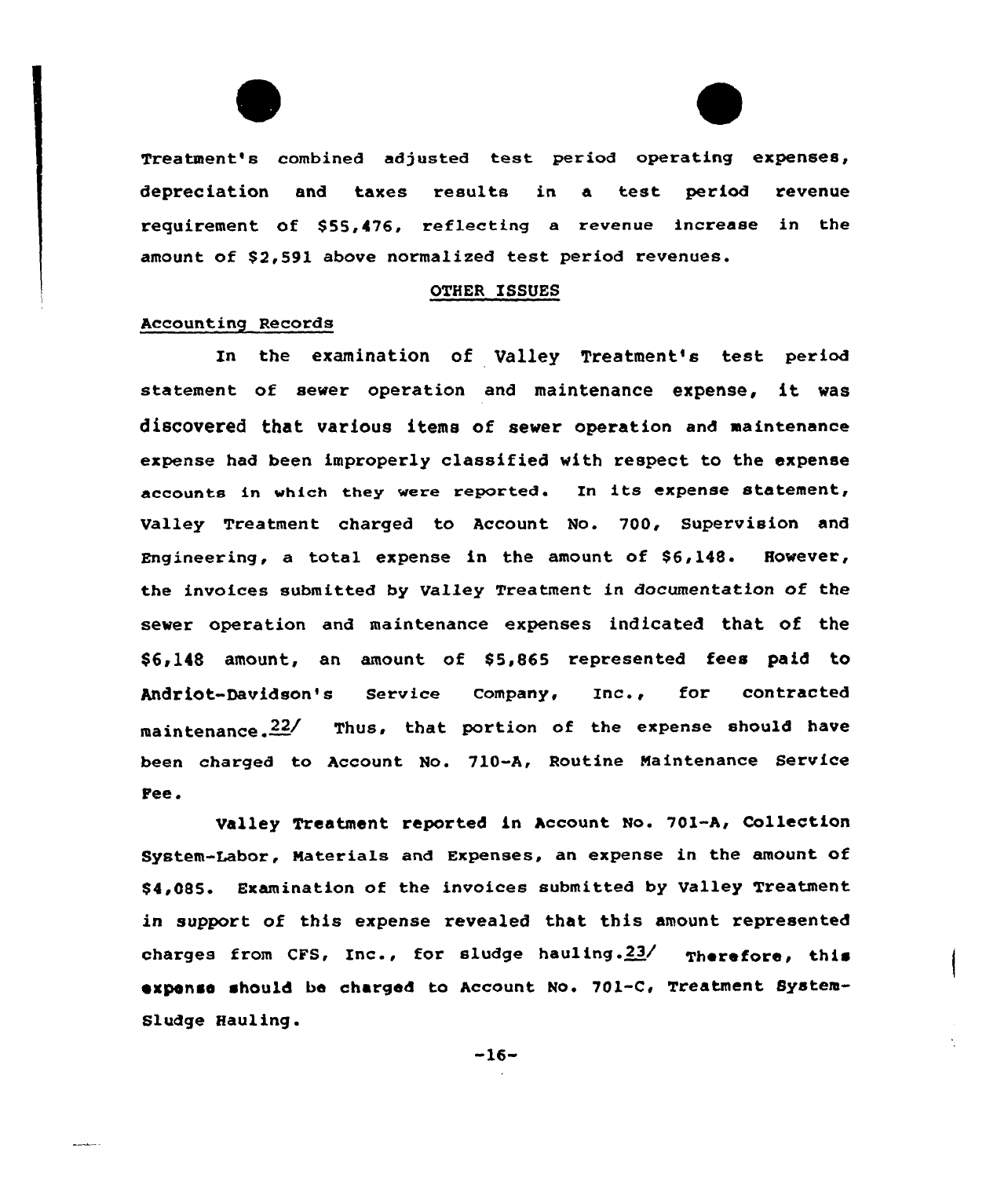Treatment's combined adjusted test period operating expenses, depreciation and taxes results in a test period revenue requirement of $55,476, reflecting a revenue increase in the amount of $2,591 above normalized test period revenues.

## OTHER ISSUES

### Accounting Records

In the examination of Valley Treatment's test period statement of sewer operation and maintenance expense, it was discovered that various items of sewer operation and maintenance expense had been improperly classified with respect to the expense accounts in which they were reported. In its expense statement, Valley Treatment charged to Account No. 700, Supervision and Engineering, a total expense in the amount of $6,148. However, the invoices submitted by Valley Treatment in documentation of the sewer operation and maintenance expenses indicated that of the $6,148 amount, an amount of $5,865 represented fees paid to Andriot-Davidson's Service Company, Inc., for contracted maintenance.[22] Thus, that portion of the expense should have been charged to Account No. 710-A, Routine Maintenance Service Fee.

Valley Treatment reported in Account No. 701-A, Collection System-Labor, Materials and Expenses, an expense in the amount of $4,085. Examination of the invoices submitted by Valley Treatment in support of this expense revealed that this amount represented charges from CFS, Inc., for sludge hauling.[23] Therefore, this expense should be charged to Account No. 701-C, Treatment System-Sludge Hauling.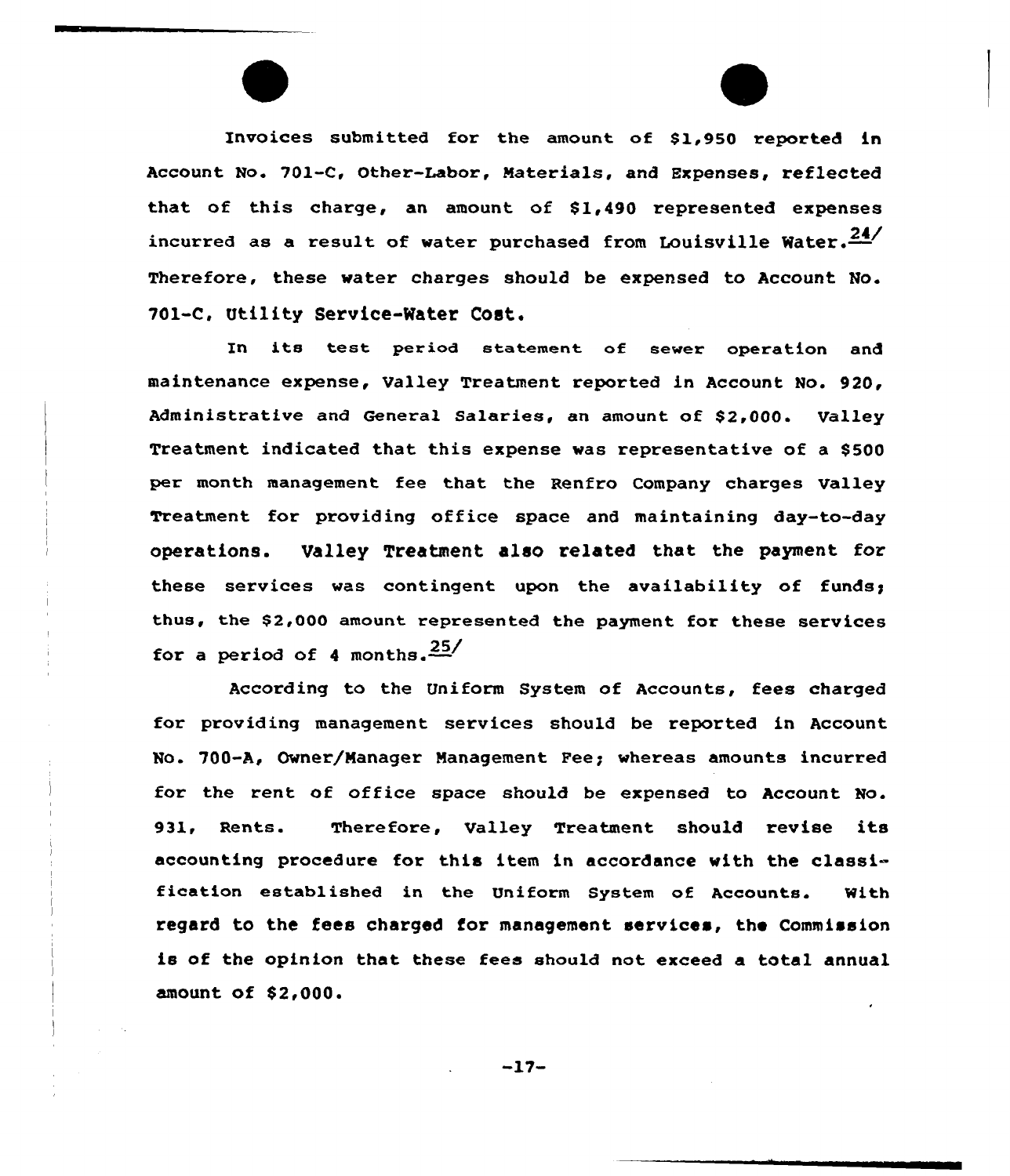Invoices submitted for the amount of $1,950 reported in Account No. 701-C, Other-Labor, Materials, and Expenses, reflected that of this charge, an amount of $1,490 represented expenses incurred as a result of water purchased from Louisville Water.[24] Therefore, these water charges should be expensed to Account No. 701-C, Utility Service-Water Cost.

In its test period statement of sewer operation and maintenance expense, Valley Treatment reported in Account No. 920, Administrative and General Salaries, an amount of $2,000. Valley Treatment indicated that this expense was representative of a $500 per month management fee that the Renfro Company charges Valley Treatment for providing office space and maintaining day-to-day operations. Valley Treatment also related that the payment for these services was contingent upon the availability of funds; thus, the $2,000 amount represented the payment for these services for a period of 4 months.[25]

According to the Uniform System of Accounts, fees charged for providing management services should be reported in Account No. 700-A, Owner/Manager Management Fee; whereas amounts incurred for the rent of office space should be expensed to Account No. 931, Rents. Therefore, Valley Treatment should revise its accounting procedure for this item in accordance with the classification established in the Uniform System of Accounts. With regard to the fees charged for management services, the Commission is of the opinion that these fees should not exceed a total annual amount of $2,000.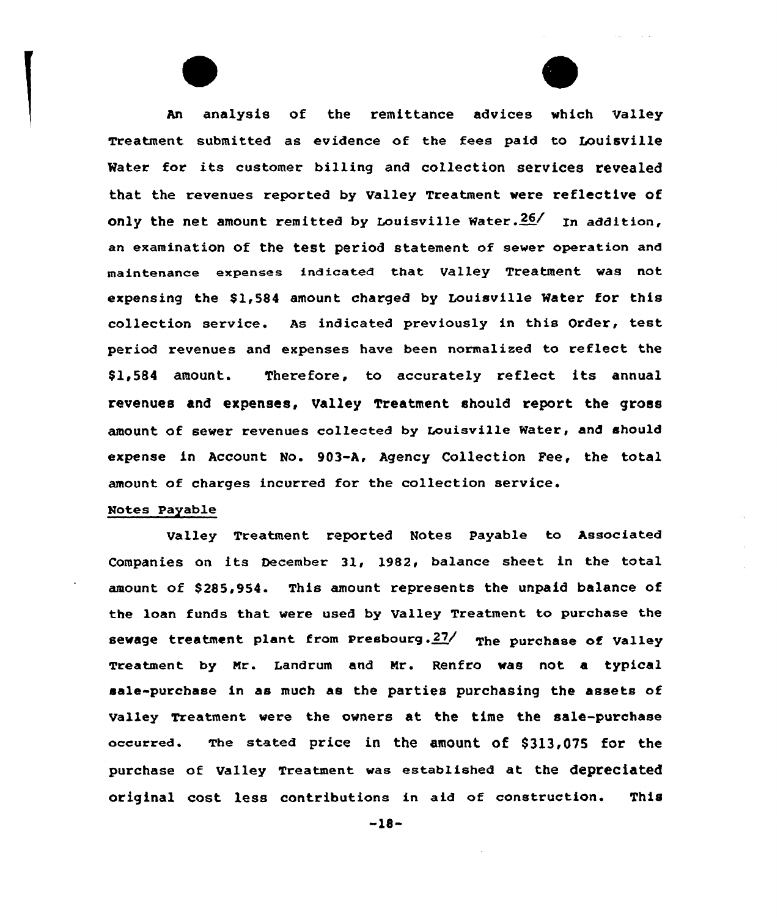An analysis of the remittance advices which Valley Treatment submitted as evidence of the fees paid to Louisville Water for its customer billing and collection services revealed that the revenues reported by Valley Treatment were reflective of only the net amount remitted by Louisville Water.[26] In addition, an examination of the test period statement of sewer operation and maintenance expenses indicated that Valley Treatment was not expensing the $1,584 amount charged by Louisville Water for this collection service. As indicated previously in this Order, test period revenues and expenses have been normalized to reflect the $1,584 amount. Therefore, to accurately reflect its annual revenues and expenses, Valley Treatment should report the gross amount of sewer revenues collected by Louisville Water, and should expense in Account No. 903-A, Agency Collection Fee, the total amount of charges incurred for the collection service.

Notes Payable

Valley Treatment reported Notes Payable to Associated Companies on its December 31, 1982, balance sheet in the total amount of $285,954. This amount represents the unpaid balance of the loan funds that were used by Valley Treatment to purchase the sewage treatment plant from Presbourg.[27] The purchase of Valley Treatment by Mr. Landrum and Mr. Renfro was not a typical sale-purchase in as much as the parties purchasing the assets of Valley Treatment were the owners at the time the sale-purchase occurred. The stated price in the amount of $313,075 for the purchase of Valley Treatment was established at the depreciated original cost less contributions in aid of construction. This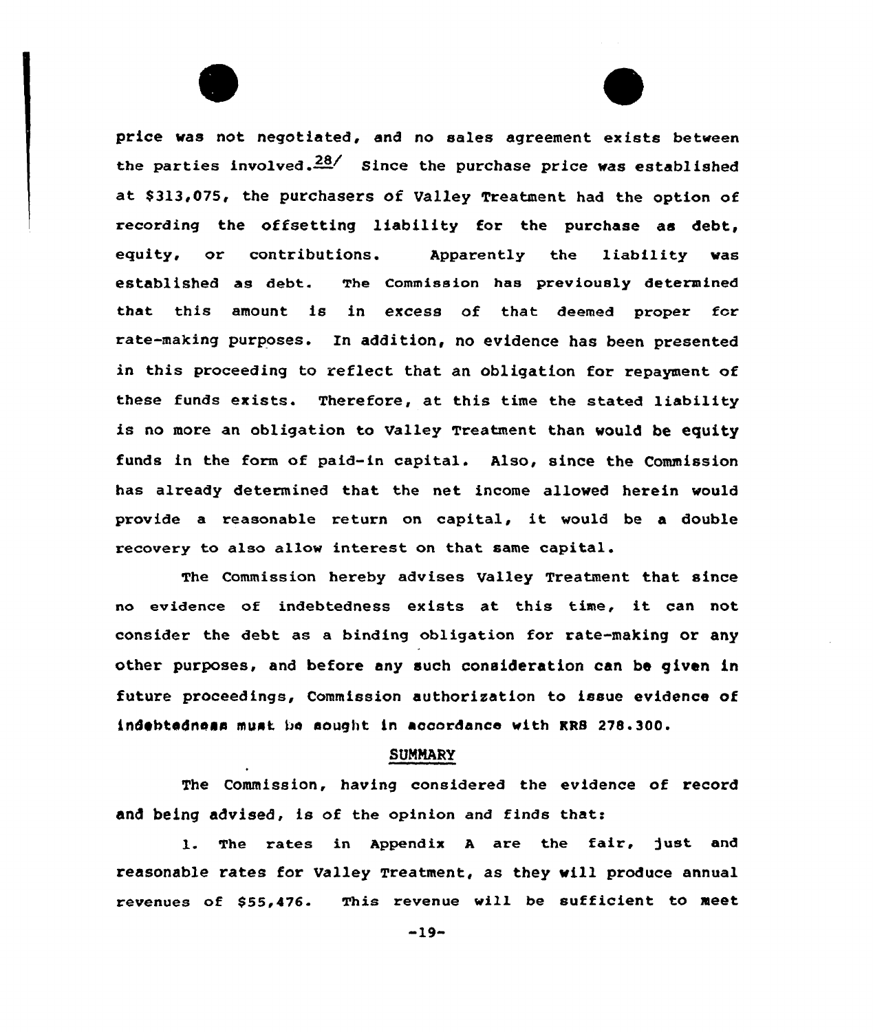price was not negotiated, and no sales agreement exists between the parties involved.[28] Since the purchase price was established at $313,075, the purchasers of Valley Treatment had the option of recording the offsetting liability for the purchase as debt, equity, or contributions. Apparently the liability was established as debt. The Commission has previously determined that this amount is in excess of that deemed proper for rate-making purposes. In addition, no evidence has been presented in this proceeding to reflect that an obligation for repayment of these funds exists. Therefore, at this time the stated liability is no more an obligation to Valley Treatment than would be equity funds in the form of paid-in capital. Also, since the Commission has already determined that the net income allowed herein would provide a reasonable return on capital, it would be a double recovery to also allow interest on that same capital.

The Commission hereby advises Valley Treatment that since no evidence of indebtedness exists at this time, it can not consider the debt as a binding obligation for rate-making or any other purposes, and before any such consideration can be given in future proceedings, Commission authorization to issue evidence of indebtedness must be sought in accordance with KRS 278.300.

## SUMMARY

The Commission, having considered the evidence of record and being advised, is of the opinion and finds that:

1. The rates in Appendix A are the fair, just and reasonable rates for Valley Treatment, as they will produce annual revenues of $55,476. This revenue will be sufficient to meet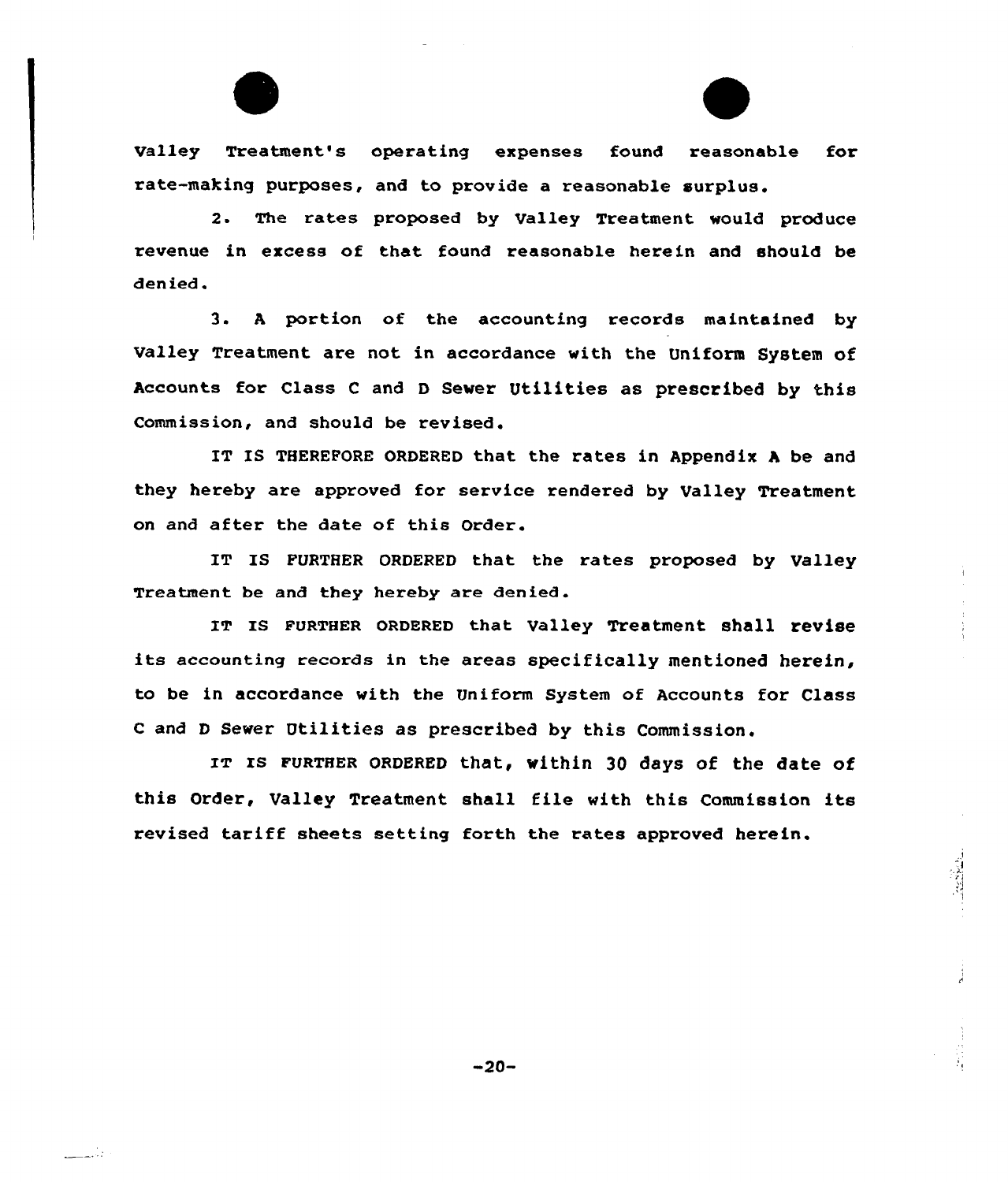Valley Treatment's operating expenses found reasonable for rate-making purposes, and to provide a reasonable surplus.

2. The rates proposed by Valley Treatment would produce revenue in excess of that found reasonable herein and should be denied.

3. A portion of the accounting records maintained by Valley Treatment are not in accordance with the Uniform System of Accounts for Class C and D Sewer Utilities as prescribed by this Commission, and should be revised.

IT IS THEREFORE ORDERED that the rates in Appendix A be and they hereby are approved for service rendered by Valley Treatment on and after the date of this Order.

IT IS FURTHER ORDERED that the rates proposed by Valley Treatment be and they hereby are denied.

IT IS FURTHER ORDERED that Valley Treatment shall revise its accounting records in the areas specifically mentioned herein, to be in accordance with the Uniform System of Accounts for Class C and D Sewer Utilities as prescribed by this Commission.

IT IS FURTHER ORDERED that, within 30 days of the date of this Order, Valley Treatment shall file with this Commission its revised tariff sheets setting forth the rates approved herein.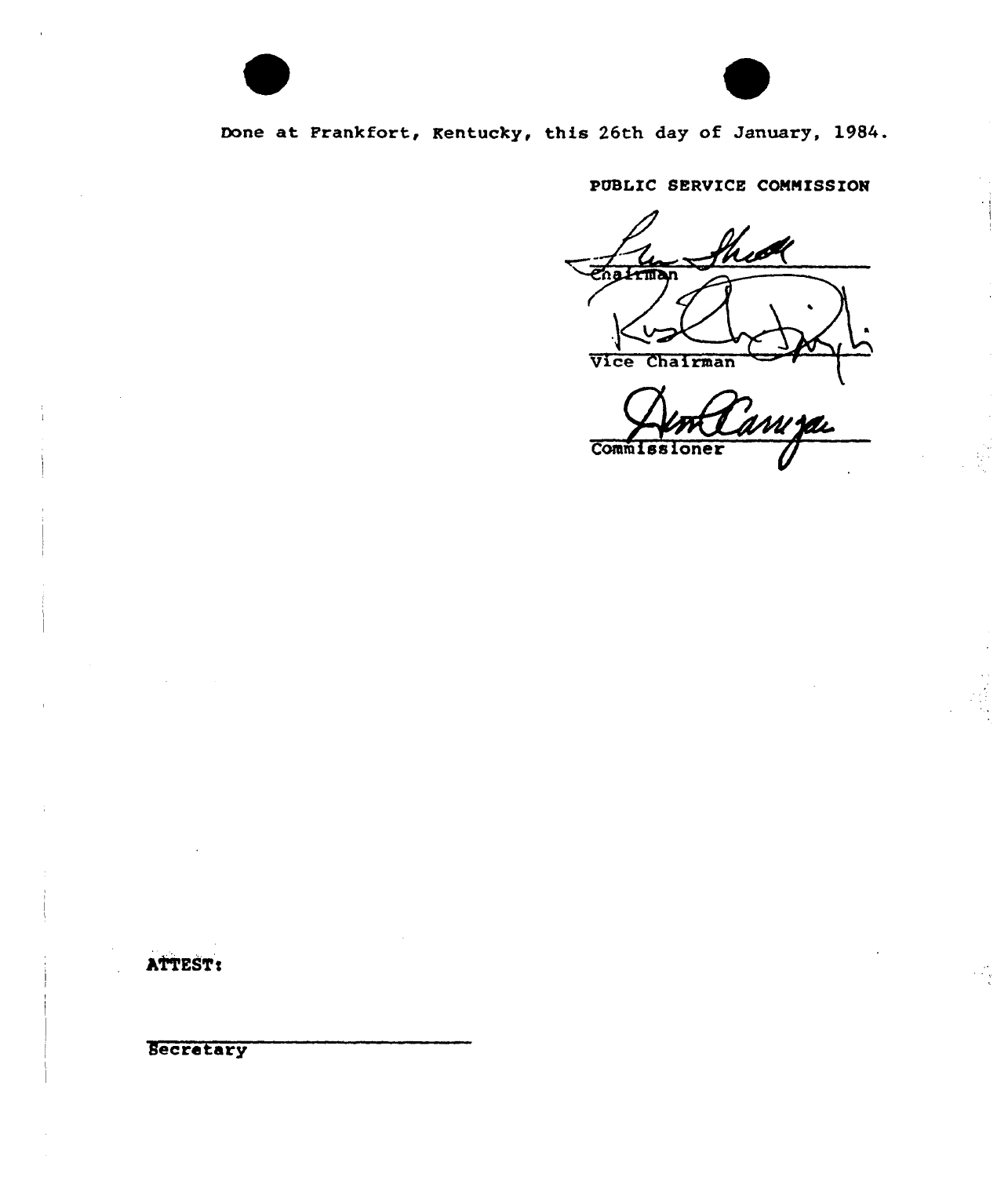Done at Frankfort, Kentucky, this 26th day of January, 1984.

PUBLIC SERVICE COMMISSION

Chairman

Vice Chairman

Commissioner

ATTEST:

Secretary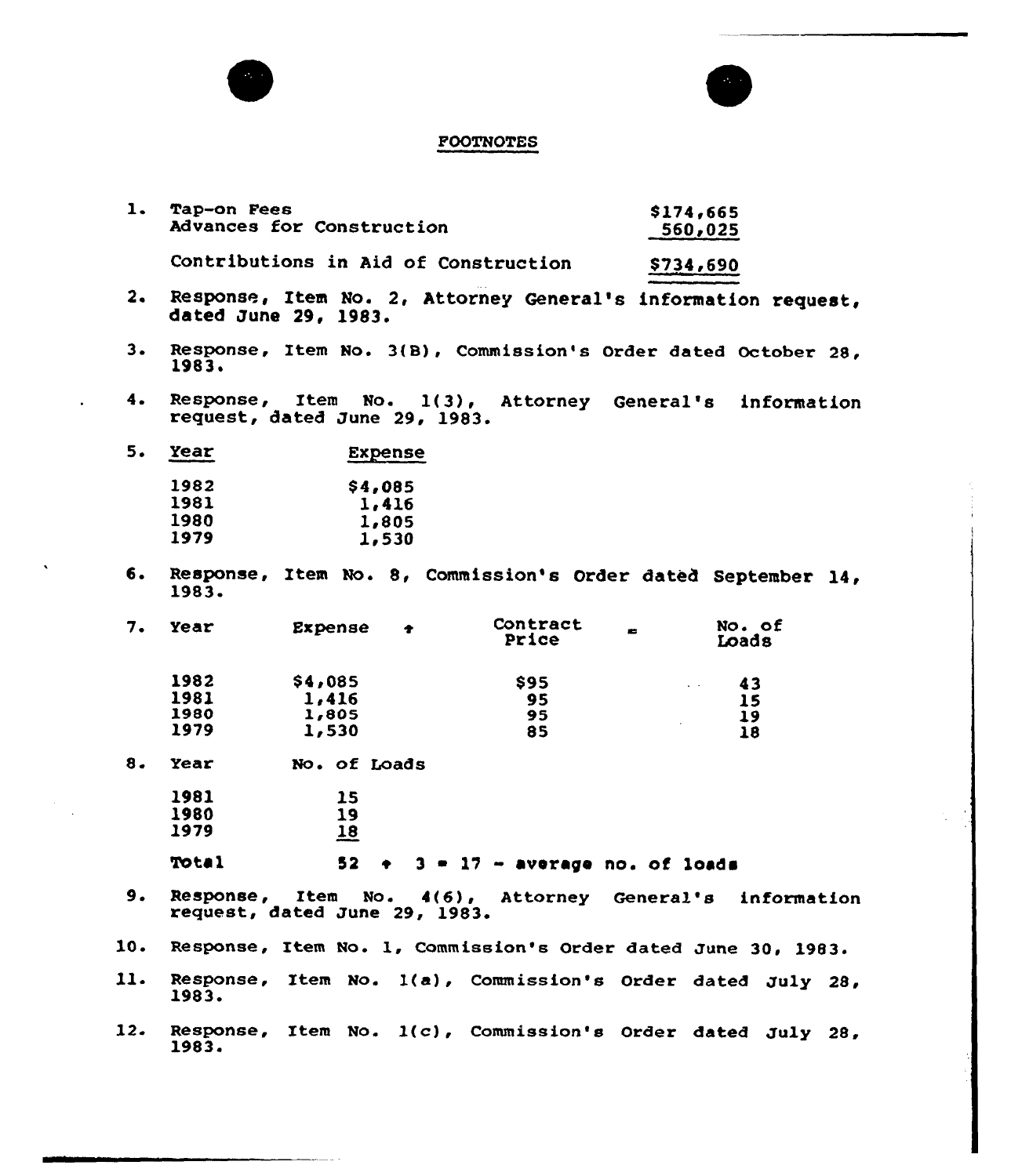## FOOTNOTES

1.

| | |
|---|---|
| Tap-on Fees | $174,665 |
| Advances for Construction | 560,025 |
| Contributions in Aid of Construction | $734,690 |

2. Response, Item No. 2, Attorney General's information request, dated June 29, 1983.

3. Response, Item No. 3(B), Commission's Order dated October 28, 1983.

4. Response, Item No. 1(3), Attorney General's information request, dated June 29, 1983.

5.

| Year | Expense |
|---|---|
| 1982 | $4,085 |
| 1981 | 1,416 |
| 1980 | 1,805 |
| 1979 | 1,530 |

6. Response, Item No. 8, Commission's Order dated September 14, 1983.

7.

| Year | Expense ÷ | Contract Price = | No. of Loads |
|---|---|---|---|
| 1982 | $4,085 | $95 | 43 |
| 1981 | 1,416 | 95 | 15 |
| 1980 | 1,805 | 95 | 19 |
| 1979 | 1,530 | 85 | 18 |

8.

| Year | No. of Loads |
|---|---|
| 1981 | 15 |
| 1980 | 19 |
| 1979 | 18 |
| Total | 52 ÷ 3 = 17 - average no. of loads |

9. Response, Item No. 4(6), Attorney General's information request, dated June 29, 1983.

10. Response, Item No. 1, Commission's Order dated June 30, 1983.

11. Response, Item No. 1(a), Commission's Order dated July 28, 1983.

12. Response, Item No. 1(c), Commission's Order dated July 28, 1983.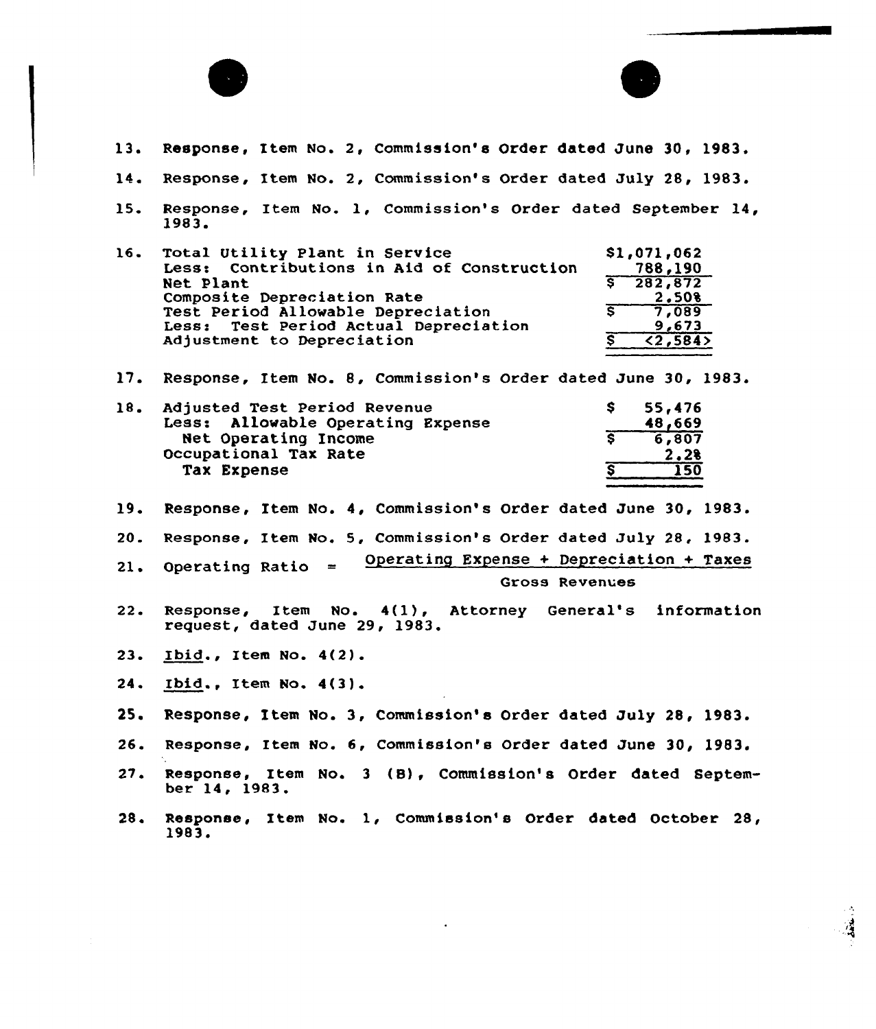13. Response, Item No. 2, Commission's Order dated June 30, 1983.

14. Response, Item No. 2, Commission's Order dated July 28, 1983.

15. Response, Item No. 1, Commission's Order dated September 14, 1983.

16.

| | |
|---|---|
| Total Utility Plant in Service | $1,071,062 |
| Less: Contributions in Aid of Construction | 788,190 |
| Net Plant | $ 282,872 |
| Composite Depreciation Rate | 2.50% |
| Test Period Allowable Depreciation | $ 7,089 |
| Less: Test Period Actual Depreciation | 9,673 |
| Adjustment to Depreciation | $ <2,584> |

17. Response, Item No. 8, Commission's Order dated June 30, 1983.

18.

| | |
|---|---|
| Adjusted Test Period Revenue | $ 55,476 |
| Less: Allowable Operating Expense | 48,669 |
| Net Operating Income | $ 6,807 |
| Occupational Tax Rate | 2.2% |
| Tax Expense | $ 150 |

19. Response, Item No. 4, Commission's Order dated June 30, 1983.

20. Response, Item No. 5, Commission's Order dated July 28, 1983.

21. $$\text{Operating Ratio} = \frac{\text{Operating Expense + Depreciation + Taxes}}{\text{Gross Revenues}}$$

22. Response, Item No. 4(1), Attorney General's information request, dated June 29, 1983.

23. Ibid., Item No. 4(2).

24. Ibid., Item No. 4(3).

25. Response, Item No. 3, Commission's Order dated July 28, 1983.

26. Response, Item No. 6, Commission's Order dated June 30, 1983.

27. Response, Item No. 3 (B), Commission's Order dated September 14, 1983.

28. Response, Item No. 1, Commission's Order dated October 28, 1983.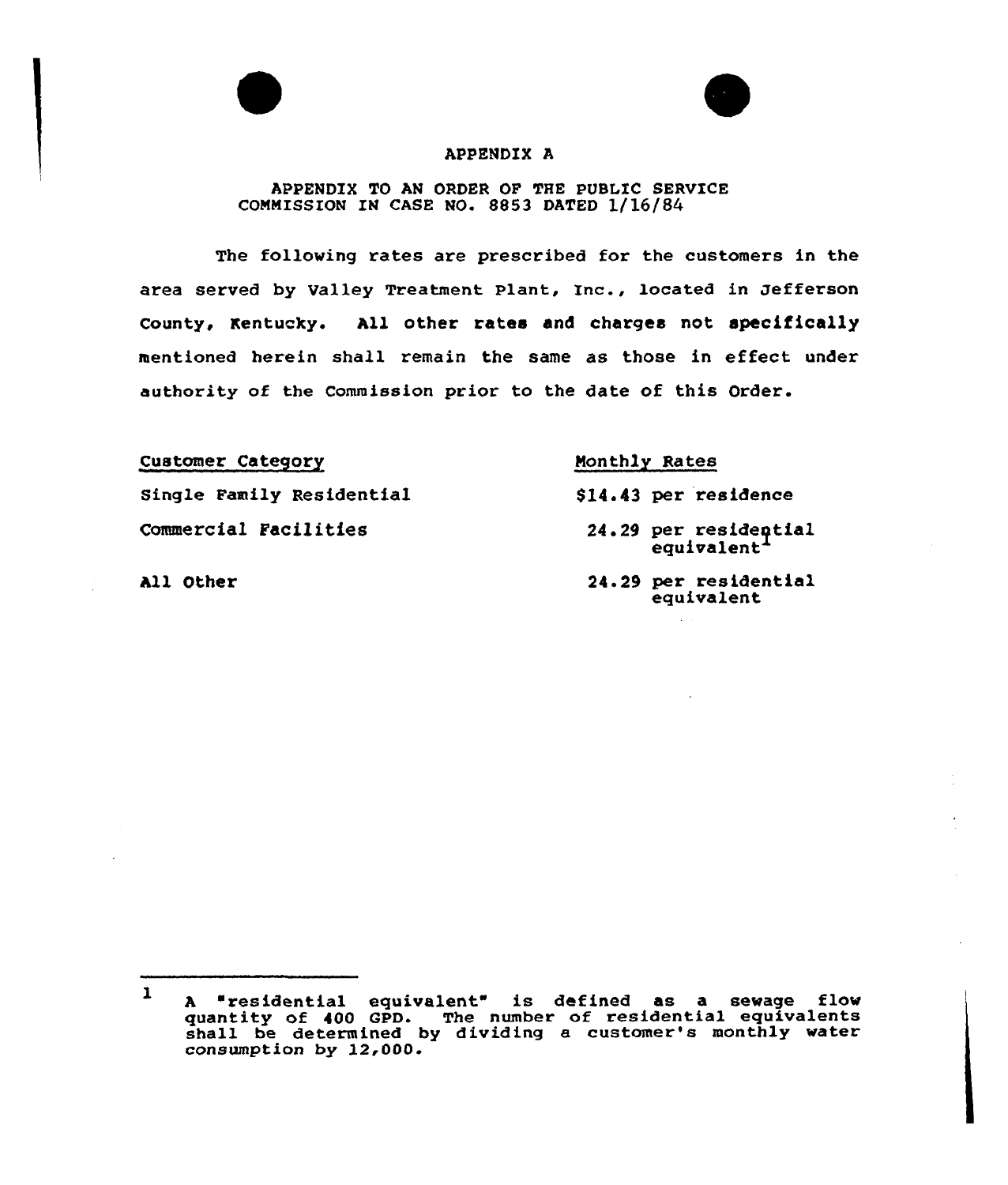# APPENDIX A

## APPENDIX TO AN ORDER OF THE PUBLIC SERVICE COMMISSION IN CASE NO. 8853 DATED 1/16/84

The following rates are prescribed for the customers in the area served by Valley Treatment Plant, Inc., located in Jefferson County, Kentucky. All other rates and charges not specifically mentioned herein shall remain the same as those in effect under authority of the Commission prior to the date of this Order.

| Customer Category | Monthly Rates |
|---|---|
| Single Family Residential | $14.43 per residence |
| Commercial Facilities | 24.29 per residential equivalent[1] |
| All Other | 24.29 per residential equivalent |

---

[1] A "residential equivalent" is defined as a sewage flow quantity of 400 GPD. The number of residential equivalents shall be determined by dividing a customer's monthly water consumption by 12,000.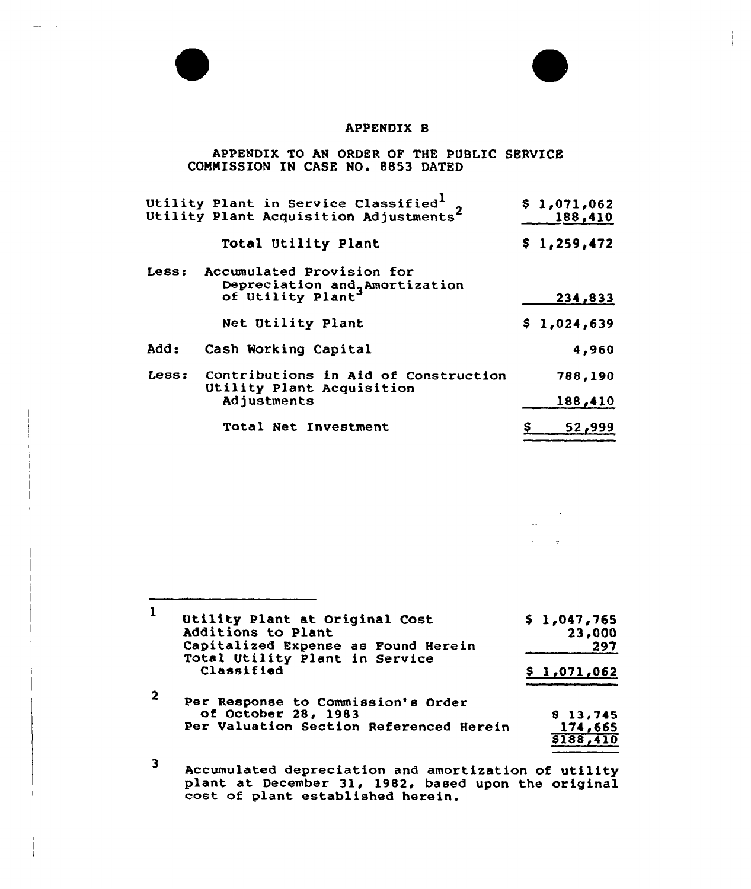## APPENDIX B

APPENDIX TO AN ORDER OF THE PUBLIC SERVICE COMMISSION IN CASE NO. 8853 DATED

| | | |
|---|---|---|
| Utility Plant in Service Classified[1] | | $ 1,071,062 |
| Utility Plant Acquisition Adjustments[2] | | 188,410 |
| | Total Utility Plant | $ 1,259,472 |
| Less: | Accumulated Provision for Depreciation and Amortization of Utility Plant[3] | 234,833 |
| | Net Utility Plant | $ 1,024,639 |
| Add: | Cash Working Capital | 4,960 |
| Less: | Contributions in Aid of Construction | 788,190 |
| | Utility Plant Acquisition Adjustments | 188,410 |
| | Total Net Investment | $ 52,999 |

---

1

| | |
|---|---|
| Utility Plant at Original Cost | $ 1,047,765 |
| Additions to Plant | 23,000 |
| Capitalized Expense as Found Herein | 297 |
| Total Utility Plant in Service Classified | $ 1,071,062 |

2

| | |
|---|---|
| Per Response to Commission's Order of October 28, 1983 | $ 13,745 |
| Per Valuation Section Referenced Herein | 174,665 |
| | $188,410 |

3 Accumulated depreciation and amortization of utility plant at December 31, 1982, based upon the original cost of plant established herein.